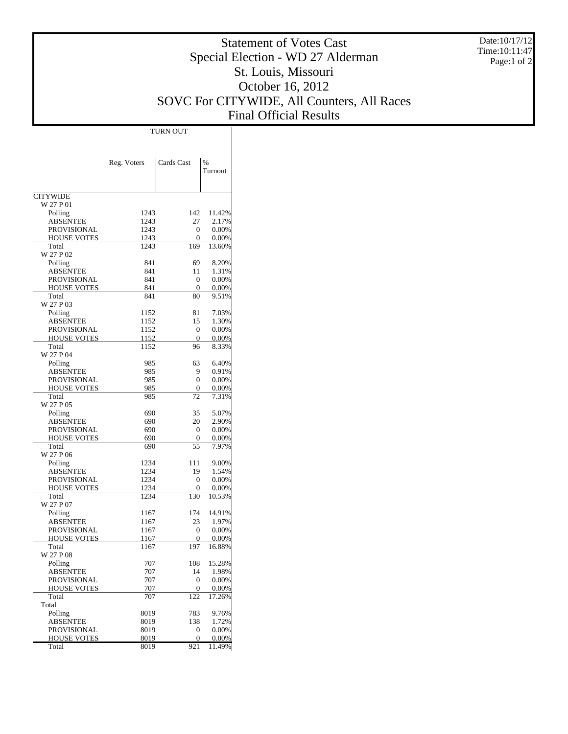# Statement of Votes Cast
## Special Election - WD 27 Alderman
## St. Louis, Missouri
## October 16, 2012
## SOVC For CITYWIDE, All Counters, All Races
## Final Official Results

Date:10/17/12
Time:10:11:47

| | TURN OUT | | |
|---|---|---|---|
| | Reg. Voters | Cards Cast | % Turnout |
| CITYWIDE | | | |
| W 27 P 01 | | | |
| Polling | 1243 | 142 | 11.42% |
| ABSENTEE | 1243 | 27 | 2.17% |
| PROVISIONAL | 1243 | 0 | 0.00% |
| HOUSE VOTES | 1243 | 0 | 0.00% |
| Total | 1243 | 169 | 13.60% |
| W 27 P 02 | | | |
| Polling | 841 | 69 | 8.20% |
| ABSENTEE | 841 | 11 | 1.31% |
| PROVISIONAL | 841 | 0 | 0.00% |
| HOUSE VOTES | 841 | 0 | 0.00% |
| Total | 841 | 80 | 9.51% |
| W 27 P 03 | | | |
| Polling | 1152 | 81 | 7.03% |
| ABSENTEE | 1152 | 15 | 1.30% |
| PROVISIONAL | 1152 | 0 | 0.00% |
| HOUSE VOTES | 1152 | 0 | 0.00% |
| Total | 1152 | 96 | 8.33% |
| W 27 P 04 | | | |
| Polling | 985 | 63 | 6.40% |
| ABSENTEE | 985 | 9 | 0.91% |
| PROVISIONAL | 985 | 0 | 0.00% |
| HOUSE VOTES | 985 | 0 | 0.00% |
| Total | 985 | 72 | 7.31% |
| W 27 P 05 | | | |
| Polling | 690 | 35 | 5.07% |
| ABSENTEE | 690 | 20 | 2.90% |
| PROVISIONAL | 690 | 0 | 0.00% |
| HOUSE VOTES | 690 | 0 | 0.00% |
| Total | 690 | 55 | 7.97% |
| W 27 P 06 | | | |
| Polling | 1234 | 111 | 9.00% |
| ABSENTEE | 1234 | 19 | 1.54% |
| PROVISIONAL | 1234 | 0 | 0.00% |
| HOUSE VOTES | 1234 | 0 | 0.00% |
| Total | 1234 | 130 | 10.53% |
| W 27 P 07 | | | |
| Polling | 1167 | 174 | 14.91% |
| ABSENTEE | 1167 | 23 | 1.97% |
| PROVISIONAL | 1167 | 0 | 0.00% |
| HOUSE VOTES | 1167 | 0 | 0.00% |
| Total | 1167 | 197 | 16.88% |
| W 27 P 08 | | | |
| Polling | 707 | 108 | 15.28% |
| ABSENTEE | 707 | 14 | 1.98% |
| PROVISIONAL | 707 | 0 | 0.00% |
| HOUSE VOTES | 707 | 0 | 0.00% |
| Total | 707 | 122 | 17.26% |
| Total | | | |
| Polling | 8019 | 783 | 9.76% |
| ABSENTEE | 8019 | 138 | 1.72% |
| PROVISIONAL | 8019 | 0 | 0.00% |
| HOUSE VOTES | 8019 | 0 | 0.00% |
| Total | 8019 | 921 | 11.49% |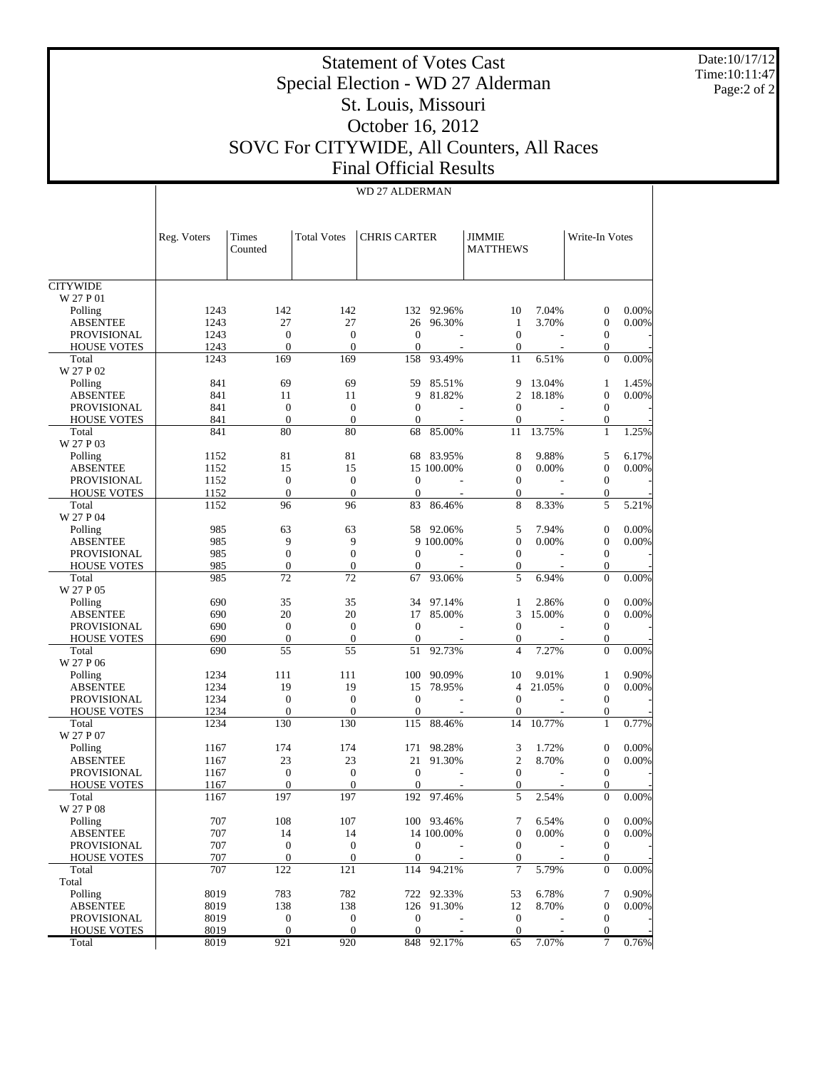# Statement of Votes Cast
## Special Election - WD 27 Alderman
## St. Louis, Missouri
## October 16, 2012
## SOVC For CITYWIDE, All Counters, All Races
## Final Official Results

WD 27 ALDERMAN

| | Reg. Voters | Times Counted | Total Votes | CHRIS CARTER | | JIMMIE MATTHEWS | | Write-In Votes | |
|---|---|---|---|---|---|---|---|---|---|
| CITYWIDE | | | | | | | | | |
| W 27 P 01 | | | | | | | | | |
| Polling | 1243 | 142 | 142 | 132 | 92.96% | 10 | 7.04% | 0 | 0.00% |
| ABSENTEE | 1243 | 27 | 27 | 26 | 96.30% | 1 | 3.70% | 0 | 0.00% |
| PROVISIONAL | 1243 | 0 | 0 | 0 | - | 0 | - | 0 | - |
| HOUSE VOTES | 1243 | 0 | 0 | 0 | - | 0 | - | 0 | - |
| Total | 1243 | 169 | 169 | 158 | 93.49% | 11 | 6.51% | 0 | 0.00% |
| W 27 P 02 | | | | | | | | | |
| Polling | 841 | 69 | 69 | 59 | 85.51% | 9 | 13.04% | 1 | 1.45% |
| ABSENTEE | 841 | 11 | 11 | 9 | 81.82% | 2 | 18.18% | 0 | 0.00% |
| PROVISIONAL | 841 | 0 | 0 | 0 | - | 0 | - | 0 | - |
| HOUSE VOTES | 841 | 0 | 0 | 0 | - | 0 | - | 0 | - |
| Total | 841 | 80 | 80 | 68 | 85.00% | 11 | 13.75% | 1 | 1.25% |
| W 27 P 03 | | | | | | | | | |
| Polling | 1152 | 81 | 81 | 68 | 83.95% | 8 | 9.88% | 5 | 6.17% |
| ABSENTEE | 1152 | 15 | 15 | 15 | 100.00% | 0 | 0.00% | 0 | 0.00% |
| PROVISIONAL | 1152 | 0 | 0 | 0 | - | 0 | - | 0 | - |
| HOUSE VOTES | 1152 | 0 | 0 | 0 | - | 0 | - | 0 | - |
| Total | 1152 | 96 | 96 | 83 | 86.46% | 8 | 8.33% | 5 | 5.21% |
| W 27 P 04 | | | | | | | | | |
| Polling | 985 | 63 | 63 | 58 | 92.06% | 5 | 7.94% | 0 | 0.00% |
| ABSENTEE | 985 | 9 | 9 | 9 | 100.00% | 0 | 0.00% | 0 | 0.00% |
| PROVISIONAL | 985 | 0 | 0 | 0 | - | 0 | - | 0 | - |
| HOUSE VOTES | 985 | 0 | 0 | 0 | - | 0 | - | 0 | - |
| Total | 985 | 72 | 72 | 67 | 93.06% | 5 | 6.94% | 0 | 0.00% |
| W 27 P 05 | | | | | | | | | |
| Polling | 690 | 35 | 35 | 34 | 97.14% | 1 | 2.86% | 0 | 0.00% |
| ABSENTEE | 690 | 20 | 20 | 17 | 85.00% | 3 | 15.00% | 0 | 0.00% |
| PROVISIONAL | 690 | 0 | 0 | 0 | - | 0 | - | 0 | - |
| HOUSE VOTES | 690 | 0 | 0 | 0 | - | 0 | - | 0 | - |
| Total | 690 | 55 | 55 | 51 | 92.73% | 4 | 7.27% | 0 | 0.00% |
| W 27 P 06 | | | | | | | | | |
| Polling | 1234 | 111 | 111 | 100 | 90.09% | 10 | 9.01% | 1 | 0.90% |
| ABSENTEE | 1234 | 19 | 19 | 15 | 78.95% | 4 | 21.05% | 0 | 0.00% |
| PROVISIONAL | 1234 | 0 | 0 | 0 | - | 0 | - | 0 | - |
| HOUSE VOTES | 1234 | 0 | 0 | 0 | - | 0 | - | 0 | - |
| Total | 1234 | 130 | 130 | 115 | 88.46% | 14 | 10.77% | 1 | 0.77% |
| W 27 P 07 | | | | | | | | | |
| Polling | 1167 | 174 | 174 | 171 | 98.28% | 3 | 1.72% | 0 | 0.00% |
| ABSENTEE | 1167 | 23 | 23 | 21 | 91.30% | 2 | 8.70% | 0 | 0.00% |
| PROVISIONAL | 1167 | 0 | 0 | 0 | - | 0 | - | 0 | - |
| HOUSE VOTES | 1167 | 0 | 0 | 0 | - | 0 | - | 0 | - |
| Total | 1167 | 197 | 197 | 192 | 97.46% | 5 | 2.54% | 0 | 0.00% |
| W 27 P 08 | | | | | | | | | |
| Polling | 707 | 108 | 107 | 100 | 93.46% | 7 | 6.54% | 0 | 0.00% |
| ABSENTEE | 707 | 14 | 14 | 14 | 100.00% | 0 | 0.00% | 0 | 0.00% |
| PROVISIONAL | 707 | 0 | 0 | 0 | - | 0 | - | 0 | - |
| HOUSE VOTES | 707 | 0 | 0 | 0 | - | 0 | - | 0 | - |
| Total | 707 | 122 | 121 | 114 | 94.21% | 7 | 5.79% | 0 | 0.00% |
| Total | | | | | | | | | |
| Polling | 8019 | 783 | 782 | 722 | 92.33% | 53 | 6.78% | 7 | 0.90% |
| ABSENTEE | 8019 | 138 | 138 | 126 | 91.30% | 12 | 8.70% | 0 | 0.00% |
| PROVISIONAL | 8019 | 0 | 0 | 0 | - | 0 | - | 0 | - |
| HOUSE VOTES | 8019 | 0 | 0 | 0 | - | 0 | - | 0 | - |
| Total | 8019 | 921 | 920 | 848 | 92.17% | 65 | 7.07% | 7 | 0.76% |